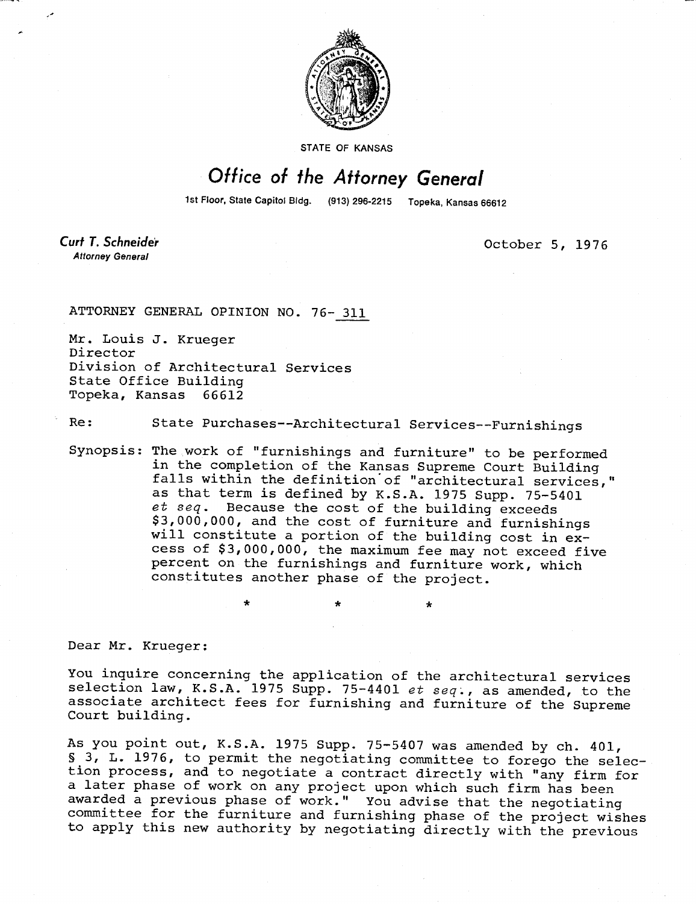STATE OF KANSAS

# Office of the Attorney General

1st Floor, State Capitol Bldg. (913) 296-2215 Topeka, Kansas 66612

**Curt T. Schneider**
*Attorney General*

October 5, 1976

ATTORNEY GENERAL OPINION NO. 76- 311

Mr. Louis J. Krueger
Director
Division of Architectural Services
State Office Building
Topeka, Kansas 66612

Re: State Purchases--Architectural Services--Furnishings

Synopsis: The work of "furnishings and furniture" to be performed in the completion of the Kansas Supreme Court Building falls within the definition of "architectural services," as that term is defined by K.S.A. 1975 Supp. 75-5401 *et seq*. Because the cost of the building exceeds $3,000,000, and the cost of furniture and furnishings will constitute a portion of the building cost in excess of $3,000,000, the maximum fee may not exceed five percent on the furnishings and furniture work, which constitutes another phase of the project.

\* \* \*

Dear Mr. Krueger:

You inquire concerning the application of the architectural services selection law, K.S.A. 1975 Supp. 75-4401 *et seq*., as amended, to the associate architect fees for furnishing and furniture of the Supreme Court building.

As you point out, K.S.A. 1975 Supp. 75-5407 was amended by ch. 401, § 3, L. 1976, to permit the negotiating committee to forego the selection process, and to negotiate a contract directly with "any firm for a later phase of work on any project upon which such firm has been awarded a previous phase of work." You advise that the negotiating committee for the furniture and furnishing phase of the project wishes to apply this new authority by negotiating directly with the previous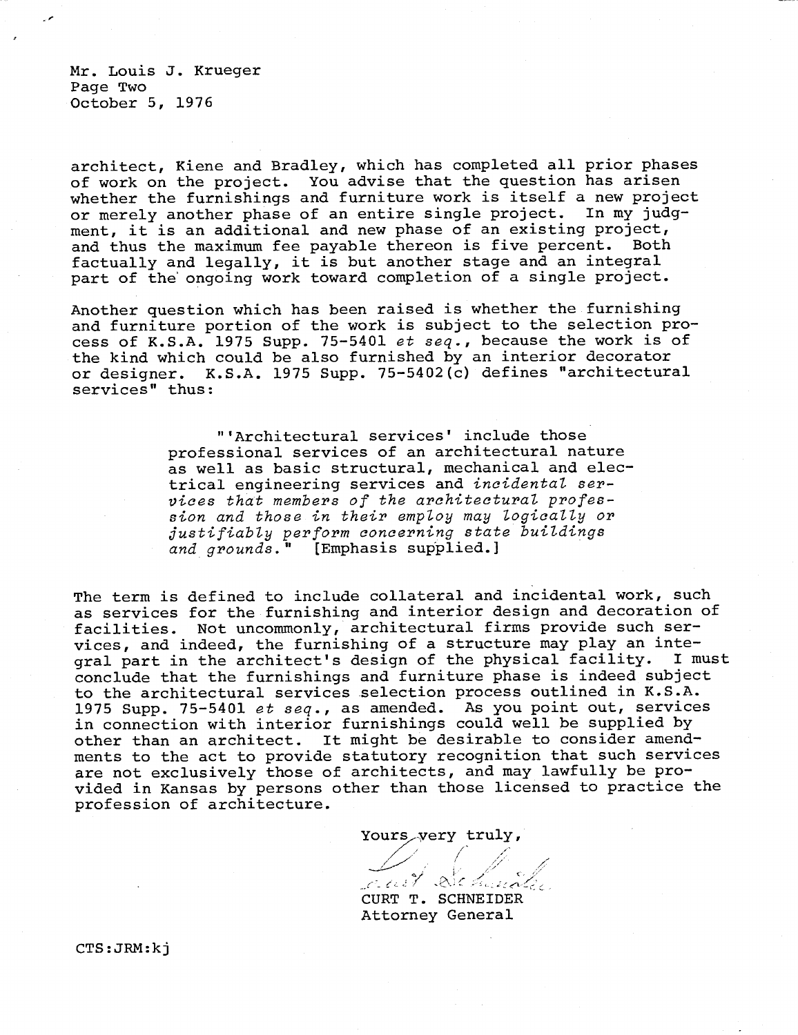Mr. Louis J. Krueger
Page Two
October 5, 1976

architect, Kiene and Bradley, which has completed all prior phases of work on the project. You advise that the question has arisen whether the furnishings and furniture work is itself a new project or merely another phase of an entire single project. In my judgment, it is an additional and new phase of an existing project, and thus the maximum fee payable thereon is five percent. Both factually and legally, it is but another stage and an integral part of the ongoing work toward completion of a single project.

Another question which has been raised is whether the furnishing and furniture portion of the work is subject to the selection process of K.S.A. 1975 Supp. 75-5401 *et seq.*, because the work is of the kind which could be also furnished by an interior decorator or designer. K.S.A. 1975 Supp. 75-5402(c) defines "architectural services" thus:

> "'Architectural services' include those professional services of an architectural nature as well as basic structural, mechanical and electrical engineering services and *incidental services that members of the architectural profession and those in their employ may logically or justifiably perform concerning state buildings and grounds.*" [Emphasis supplied.]

The term is defined to include collateral and incidental work, such as services for the furnishing and interior design and decoration of facilities. Not uncommonly, architectural firms provide such services, and indeed, the furnishing of a structure may play an integral part in the architect's design of the physical facility. I must conclude that the furnishings and furniture phase is indeed subject to the architectural services selection process outlined in K.S.A. 1975 Supp. 75-5401 *et seq.*, as amended. As you point out, services in connection with interior furnishings could well be supplied by other than an architect. It might be desirable to consider amendments to the act to provide statutory recognition that such services are not exclusively those of architects, and may lawfully be provided in Kansas by persons other than those licensed to practice the profession of architecture.

Yours very truly,

CURT T. SCHNEIDER
Attorney General

CTS:JRM:kj